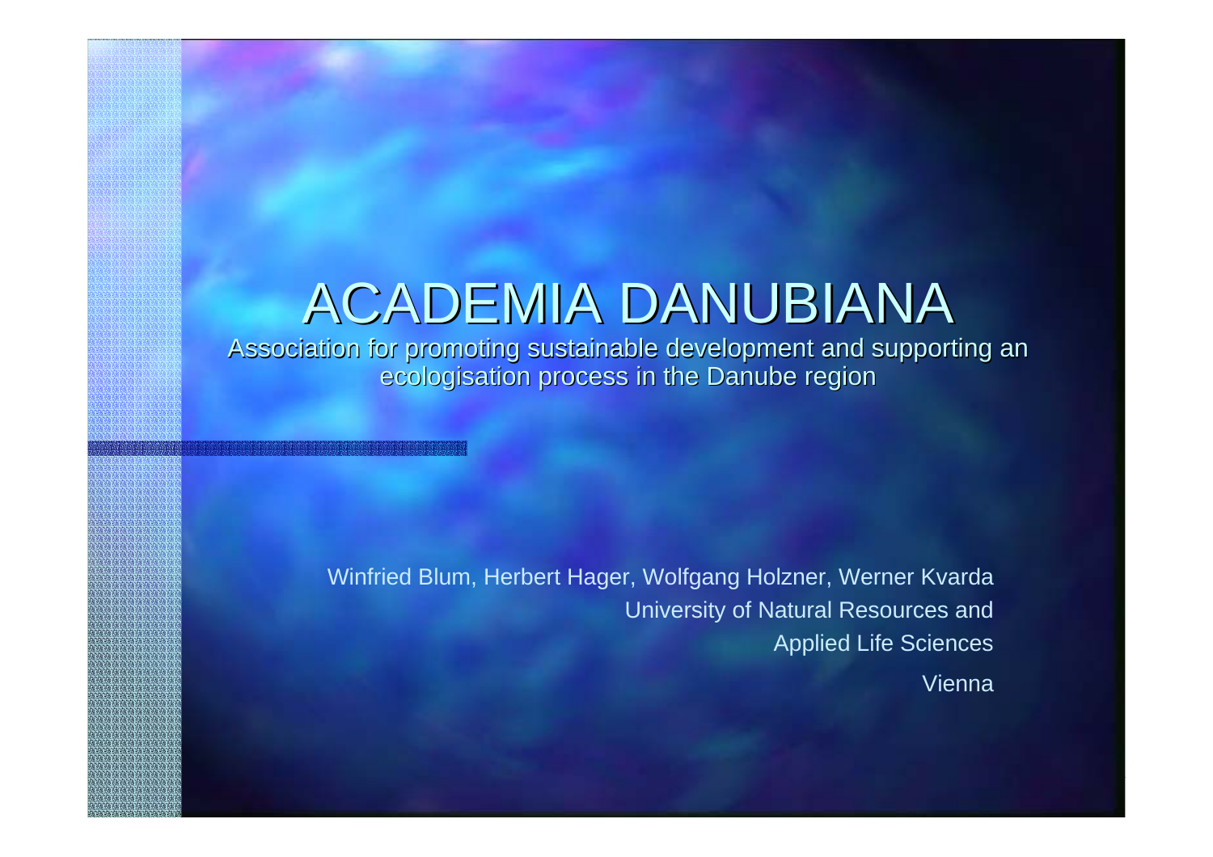# ACADEMIA DANUBIANA

Association for promoting sustainable development and supporting an ecologisation process in the Danube region

Winfried Blum, Herbert Hager, Wolfgang Holzner, Werner Kvarda

University of Natural Resources and Applied Life Sciences

Vienna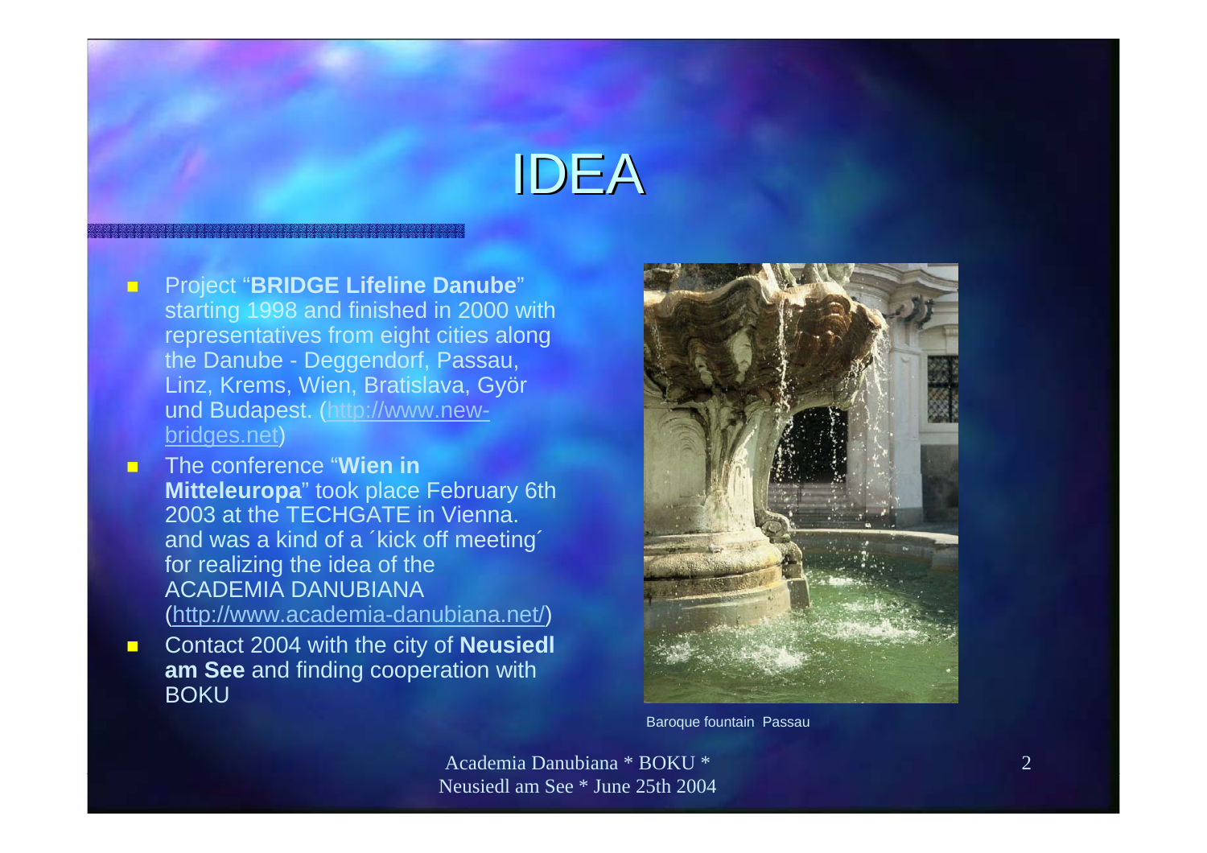# IDEA

- Project "**BRIDGE Lifeline Danube**" starting 1998 and finished in 2000 with representatives from eight cities along the Danube - Deggendorf, Passau, Linz, Krems, Wien, Bratislava, Györ und Budapest. (http://www.new-bridges.net)
- The conference "**Wien in Mitteleuropa**" took place February 6th 2003 at the TECHGATE in Vienna. and was a kind of a ´kick off meeting´ for realizing the idea of the ACADEMIA DANUBIANA (http://www.academia-danubiana.net/)
- Contact 2004 with the city of **Neusiedl am See** and finding cooperation with BOKU

Baroque fountain Passau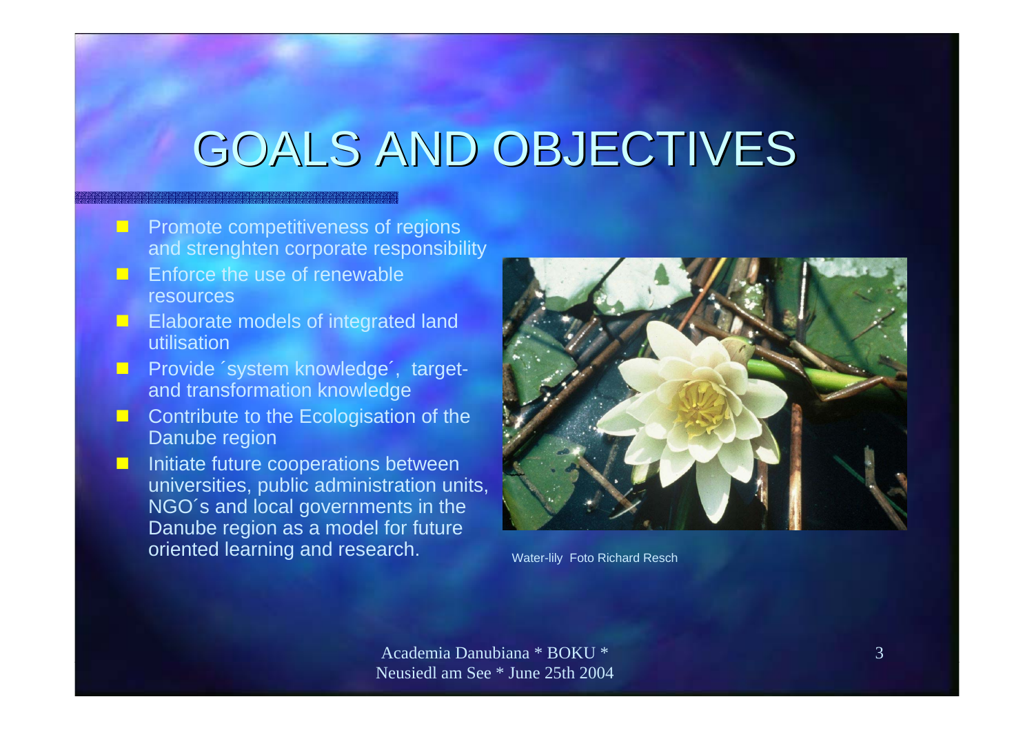# GOALS AND OBJECTIVES

- Promote competitiveness of regions and strenghten corporate responsibility
- Enforce the use of renewable resources
- Elaborate models of integrated land utilisation
- Provide ´system knowledge´, target- and transformation knowledge
- Contribute to the Ecologisation of the Danube region
- Initiate future cooperations between universities, public administration units, NGO´s and local governments in the Danube region as a model for future oriented learning and research.

Water-lily Foto Richard Resch

Academia Danubiana * BOKU * Neusiedl am See * June 25th 2004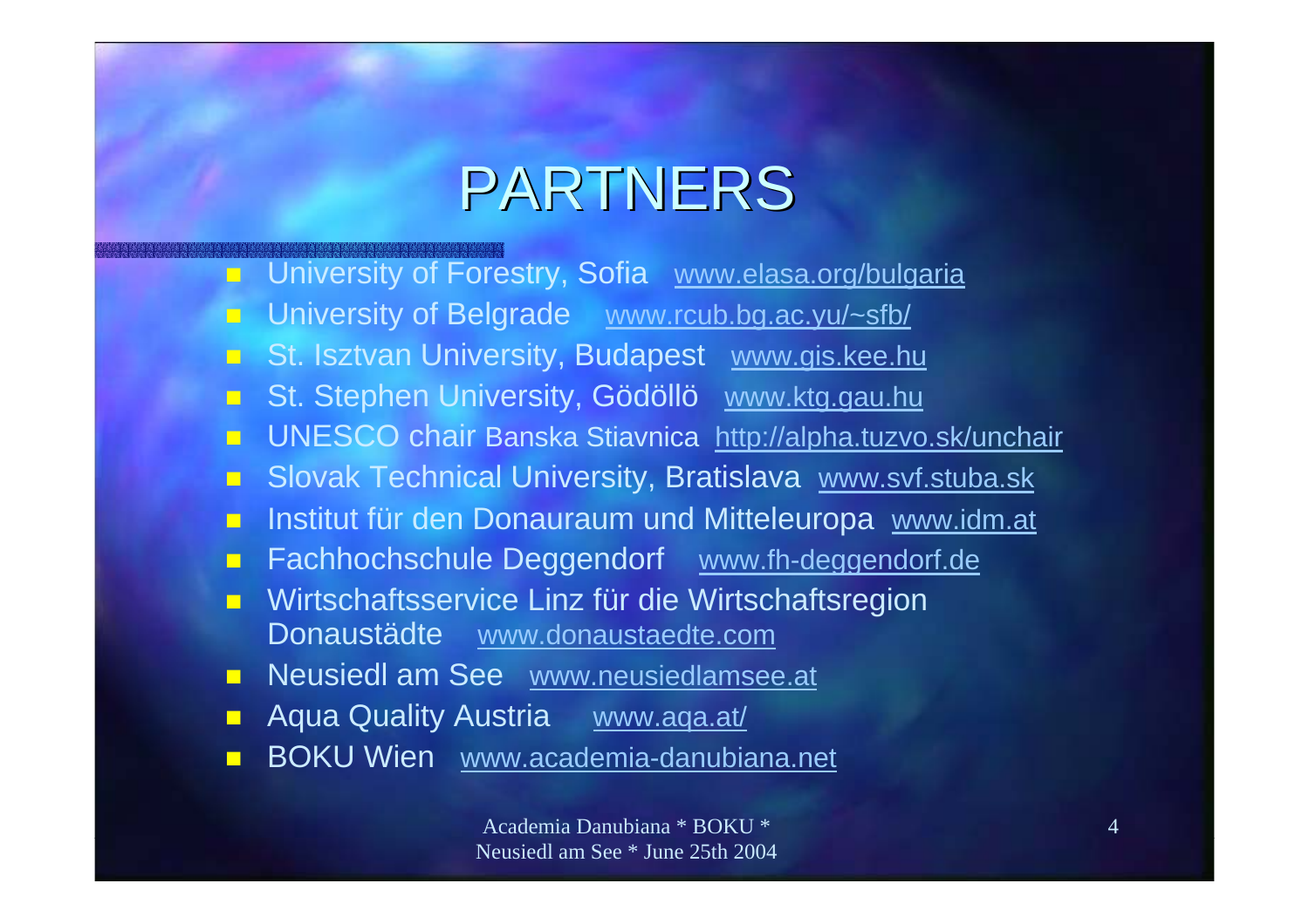# PARTNERS

- University of Forestry, Sofia www.elasa.org/bulgaria
- University of Belgrade www.rcub.bg.ac.yu/~sfb/
- St. Isztvan University, Budapest www.gis.kee.hu
- St. Stephen University, Gödöllö www.ktg.gau.hu
- UNESCO chair Banska Stiavnica http://alpha.tuzvo.sk/unchair
- Slovak Technical University, Bratislava www.svf.stuba.sk
- Institut für den Donauraum und Mitteleuropa www.idm.at
- Fachhochschule Deggendorf www.fh-deggendorf.de
- Wirtschaftsservice Linz für die Wirtschaftsregion Donaustädte www.donaustaedte.com
- Neusiedl am See www.neusiedlamsee.at
- Aqua Quality Austria www.aqa.at/
- BOKU Wien www.academia-danubiana.net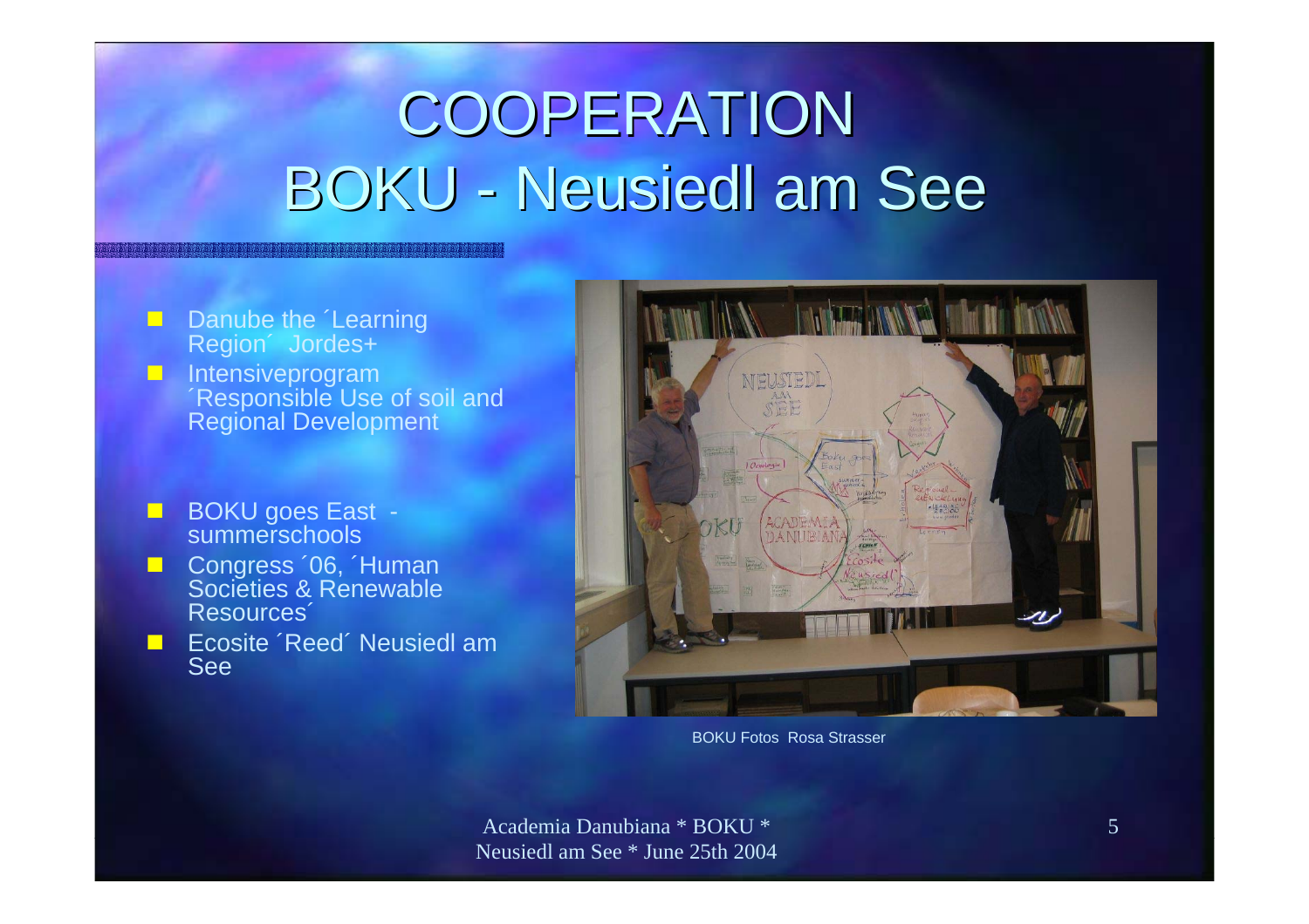# COOPERATION BOKU - Neusiedl am See

- Danube the ´Learning Region´ Jordes+
- Intensiveprogram ´Responsible Use of soil and Regional Development
- BOKU goes East - summerschools
- Congress ´06, ´Human Societies & Renewable Resources´
- Ecosite ´Reed´ Neusiedl am See

BOKU Fotos Rosa Strasser

Academia Danubiana * BOKU * Neusiedl am See * June 25th 2004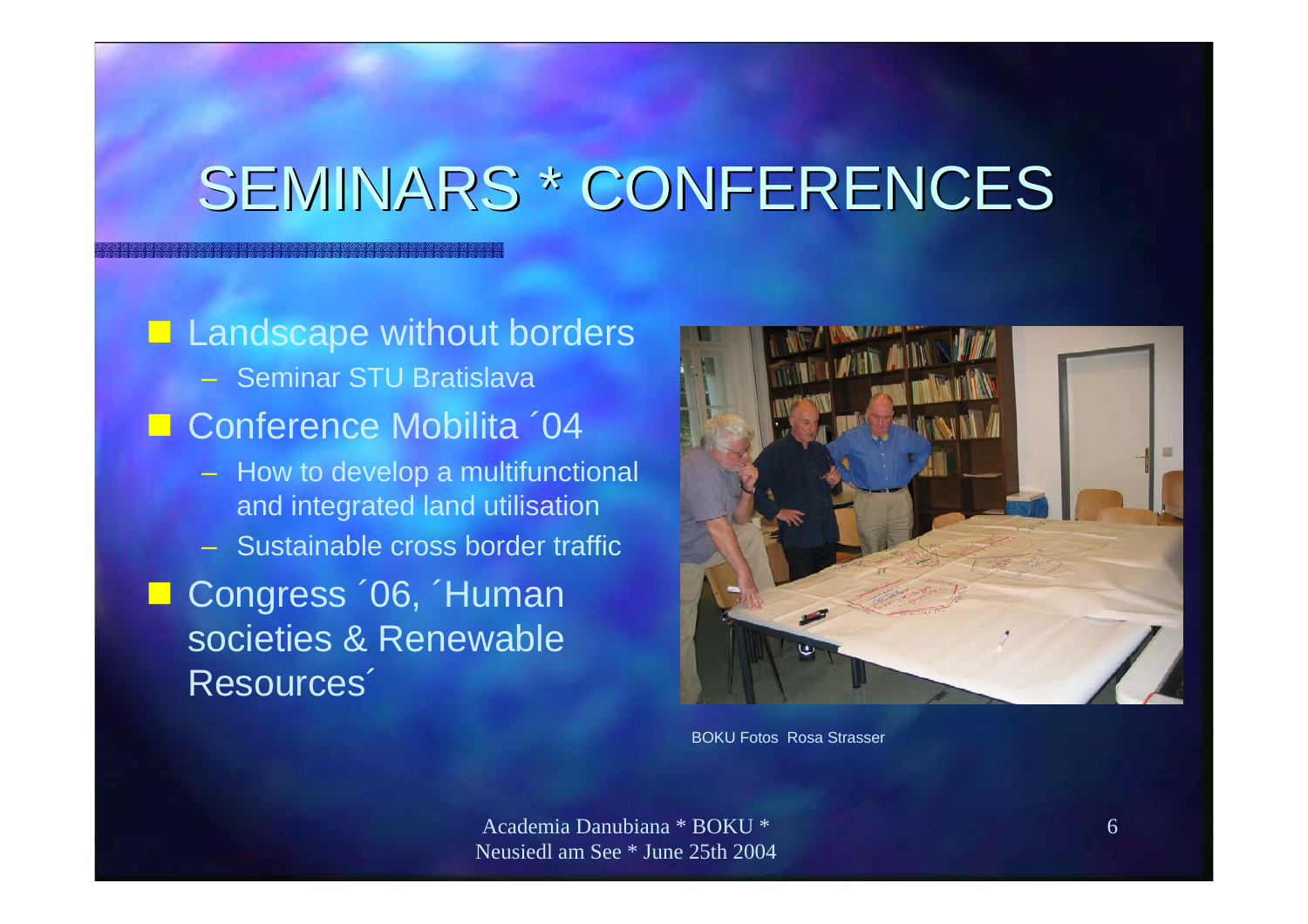# SEMINARS * CONFERENCES

- Landscape without borders
  - Seminar STU Bratislava
- Conference Mobilita ´04
  - How to develop a multifunctional and integrated land utilisation
  - Sustainable cross border traffic
- Congress ´06, ´Human societies & Renewable Resources´

BOKU Fotos Rosa Strasser

Academia Danubiana * BOKU * Neusiedl am See * June 25th 2004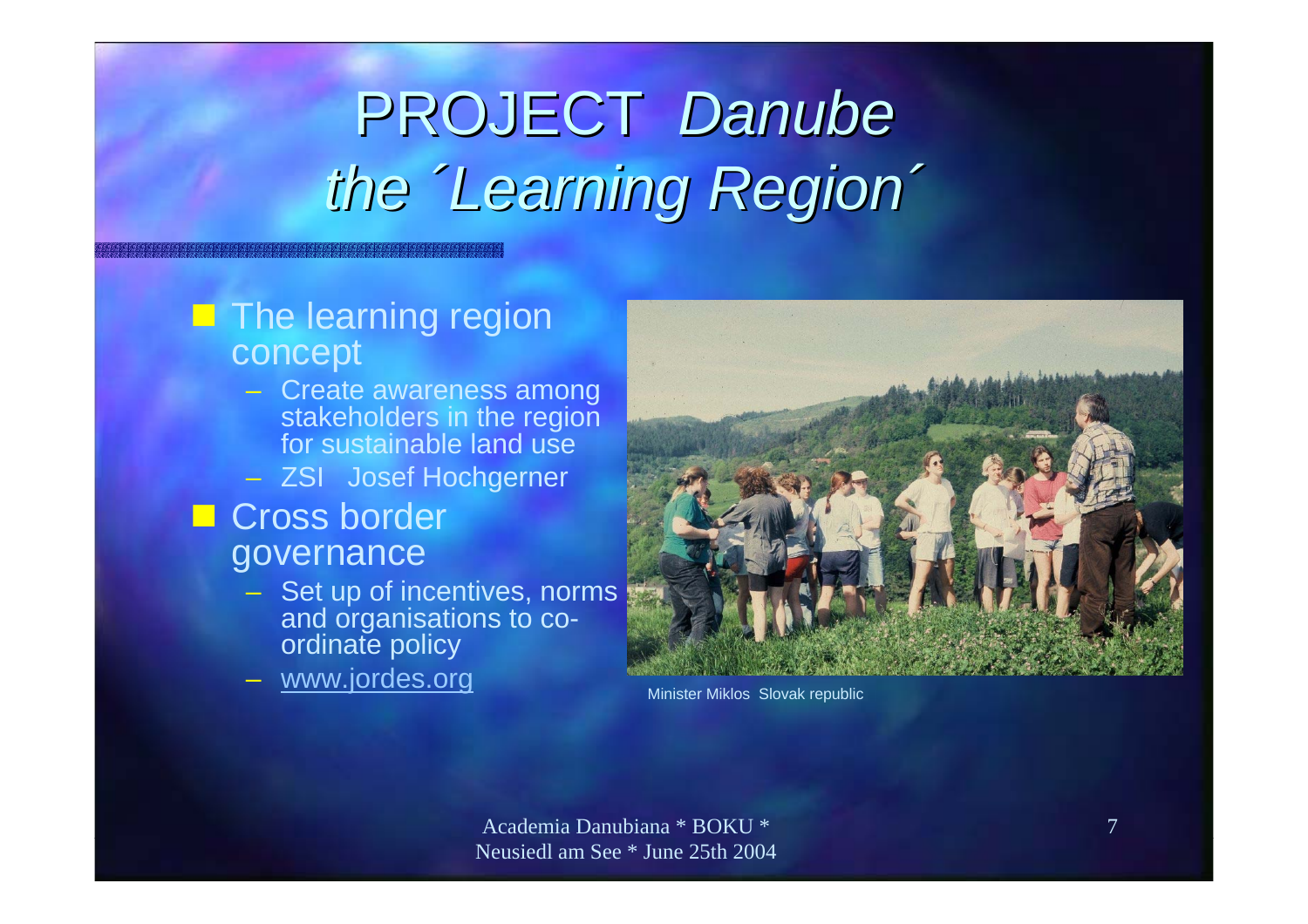# PROJECT *Danube the ´Learning Region´*

- The learning region concept
  - Create awareness among stakeholders in the region for sustainable land use
  - ZSI  Josef Hochgerner
- Cross border governance
  - Set up of incentives, norms and organisations to co-ordinate policy
  - www.jordes.org

Minister Miklos  Slovak republic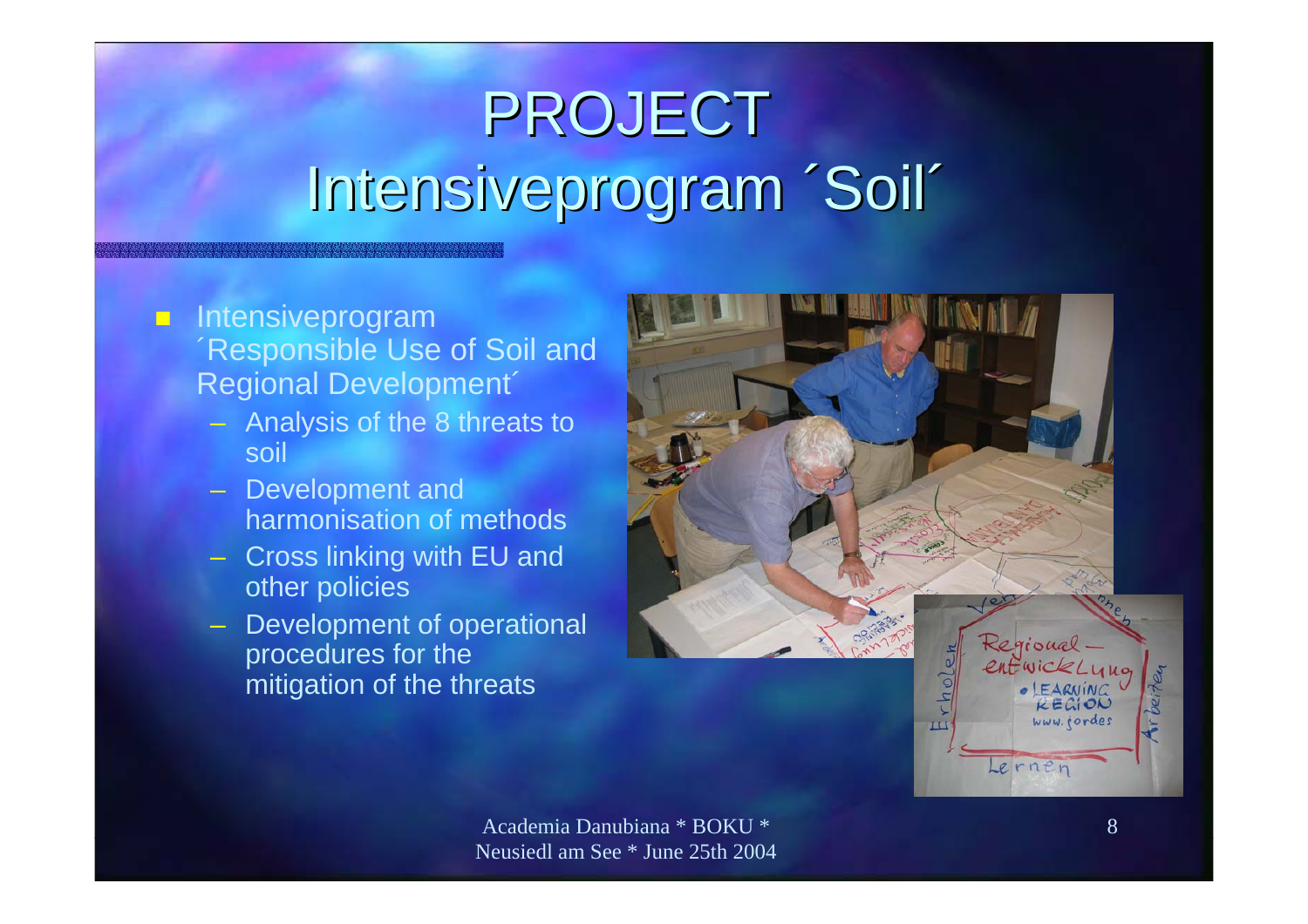# PROJECT Intensiveprogram ´Soil´

- Intensiveprogram ´Responsible Use of Soil and Regional Development´
  - Analysis of the 8 threats to soil
  - Development and harmonisation of methods
  - Cross linking with EU and other policies
  - Development of operational procedures for the mitigation of the threats

Academia Danubiana * BOKU * Neusiedl am See * June 25th 2004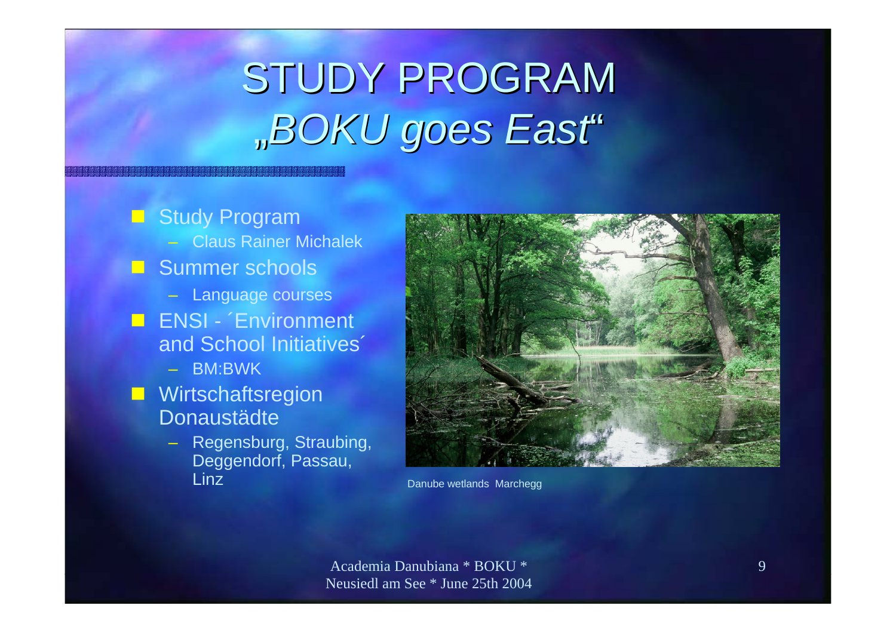# STUDY PROGRAM
# *„BOKU goes East"*

- Study Program
  - Claus Rainer Michalek
- Summer schools
  - Language courses
- ENSI - ´Environment and School Initiatives´
  - BM:BWK
- Wirtschaftsregion Donaustädte
  - Regensburg, Straubing, Deggendorf, Passau, Linz

Danube wetlands Marchegg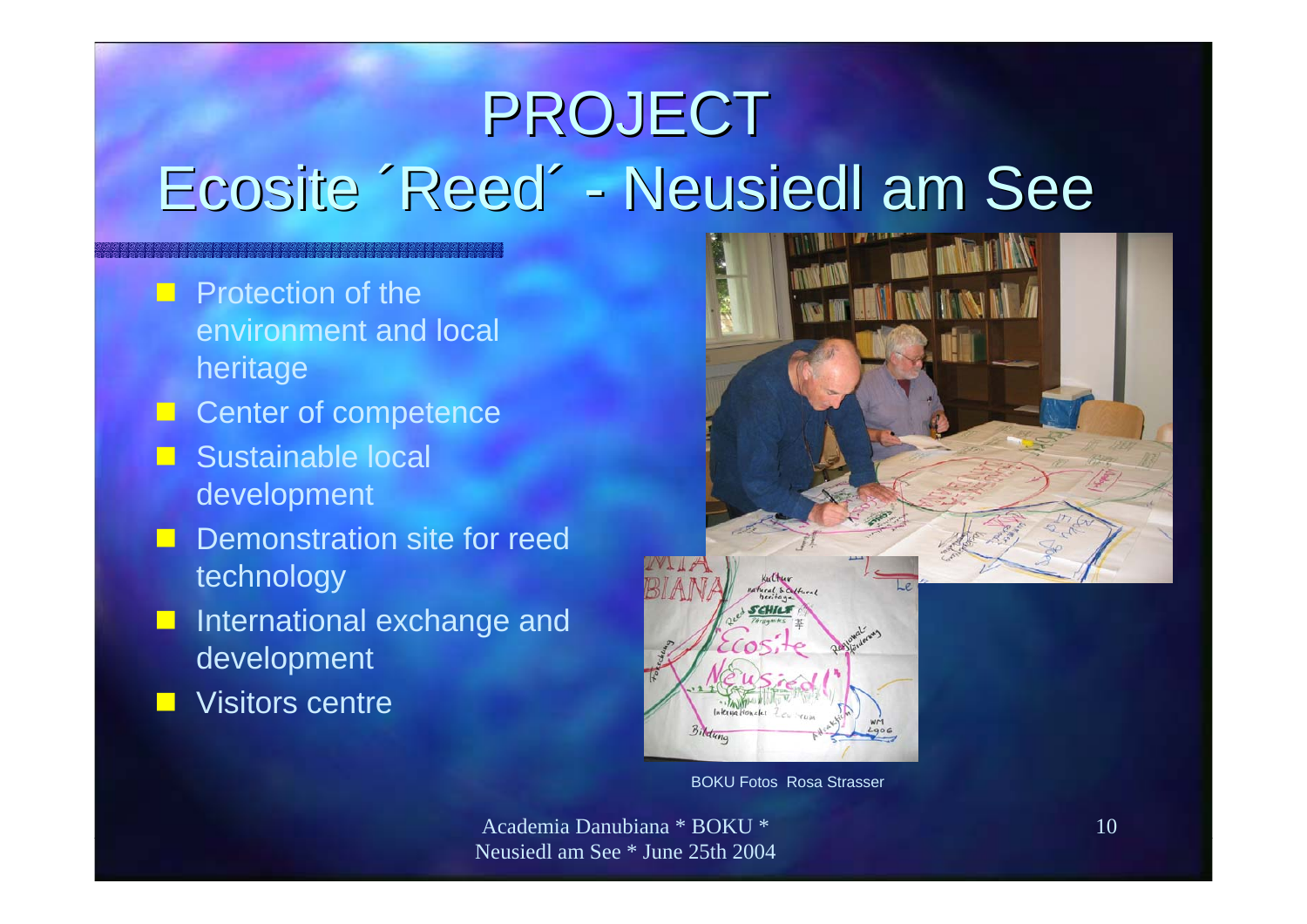# PROJECT
# Ecosite ´Reed´ - Neusiedl am See

- Protection of the environment and local heritage
- Center of competence
- Sustainable local development
- Demonstration site for reed technology
- International exchange and development
- Visitors centre

BOKU Fotos Rosa Strasser

Academia Danubiana * BOKU * Neusiedl am See * June 25th 2004